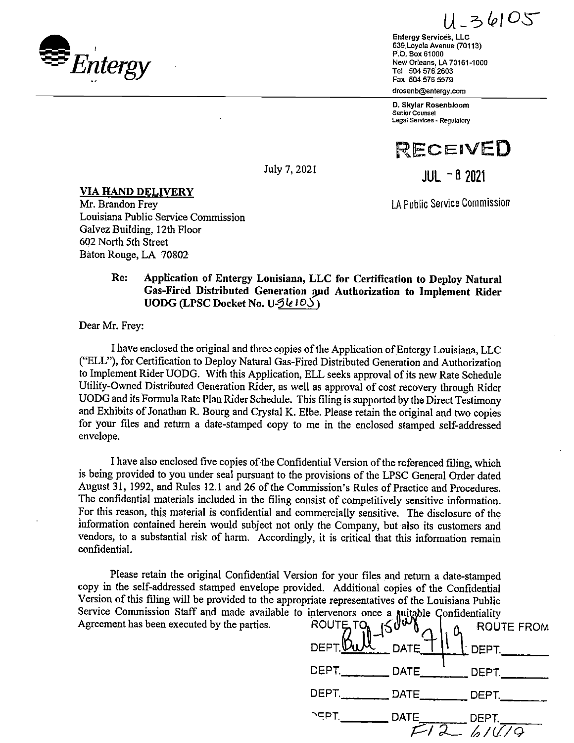U-36105

Entergy

Entergy Services, LLC
639 Loyola Avenue (70113)
P.O. Box 61000
New Orleans, LA 70161-1000
Tel 504 576 2603
Fax 504 576 5579
drosenb@entergy.com

**D. Skylar Rosenbloom**
Senior Counsel
Legal Services - Regulatory

RECEIVED
JUL - 8 2021
LA Public Service Commission

July 7, 2021

**VIA HAND DELIVERY**
Mr. Brandon Frey
Louisiana Public Service Commission
Galvez Building, 12th Floor
602 North 5th Street
Baton Rouge, LA 70802

**Re: Application of Entergy Louisiana, LLC for Certification to Deploy Natural Gas-Fired Distributed Generation and Authorization to Implement Rider UODG (LPSC Docket No. U-36105)**

Dear Mr. Frey:

I have enclosed the original and three copies of the Application of Entergy Louisiana, LLC ("ELL"), for Certification to Deploy Natural Gas-Fired Distributed Generation and Authorization to Implement Rider UODG. With this Application, ELL seeks approval of its new Rate Schedule Utility-Owned Distributed Generation Rider, as well as approval of cost recovery through Rider UODG and its Formula Rate Plan Rider Schedule. This filing is supported by the Direct Testimony and Exhibits of Jonathan R. Bourg and Crystal K. Elbe. Please retain the original and two copies for your files and return a date-stamped copy to me in the enclosed stamped self-addressed envelope.

I have also enclosed five copies of the Confidential Version of the referenced filing, which is being provided to you under seal pursuant to the provisions of the LPSC General Order dated August 31, 1992, and Rules 12.1 and 26 of the Commission's Rules of Practice and Procedures. The confidential materials included in the filing consist of competitively sensitive information. For this reason, this material is confidential and commercially sensitive. The disclosure of the information contained herein would subject not only the Company, but also its customers and vendors, to a substantial risk of harm. Accordingly, it is critical that this information remain confidential.

Please retain the original Confidential Version for your files and return a date-stamped copy in the self-addressed stamped envelope provided. Additional copies of the Confidential Version of this filing will be provided to the appropriate representatives of the Louisiana Public Service Commission Staff and made available to intervenors once a suitable Confidentiality Agreement has been executed by the parties.

| ROUTE TO 15 day | | ROUTE FROM |
|---|---|---|
| DEPT. Bull | DATE 7/19 | DEPT. |
| DEPT. | DATE | DEPT. |
| DEPT. | DATE | DEPT. |
| DEPT. | DATE | DEPT. |

F12 6/4/19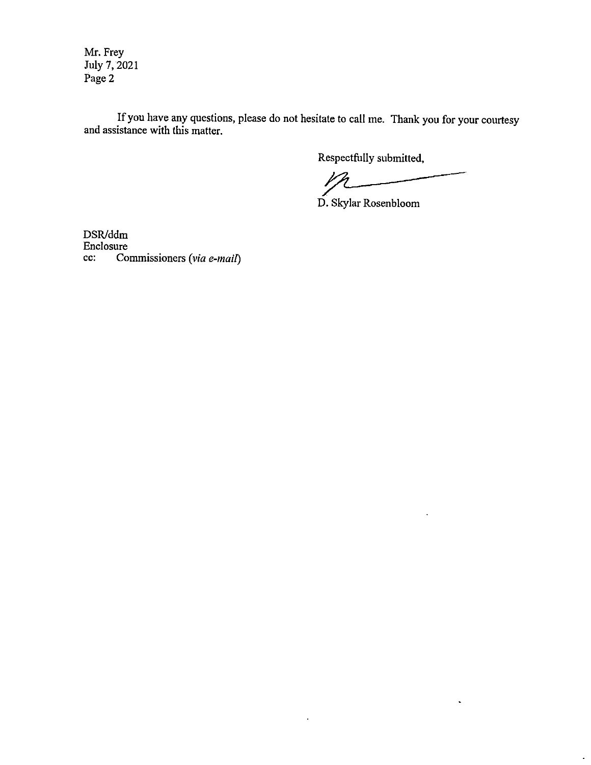Mr. Frey
July 7, 2021
Page 2

If you have any questions, please do not hesitate to call me. Thank you for your courtesy and assistance with this matter.

Respectfully submitted,

D. Skylar Rosenbloom

DSR/ddm
Enclosure
cc: Commissioners (*via e-mail*)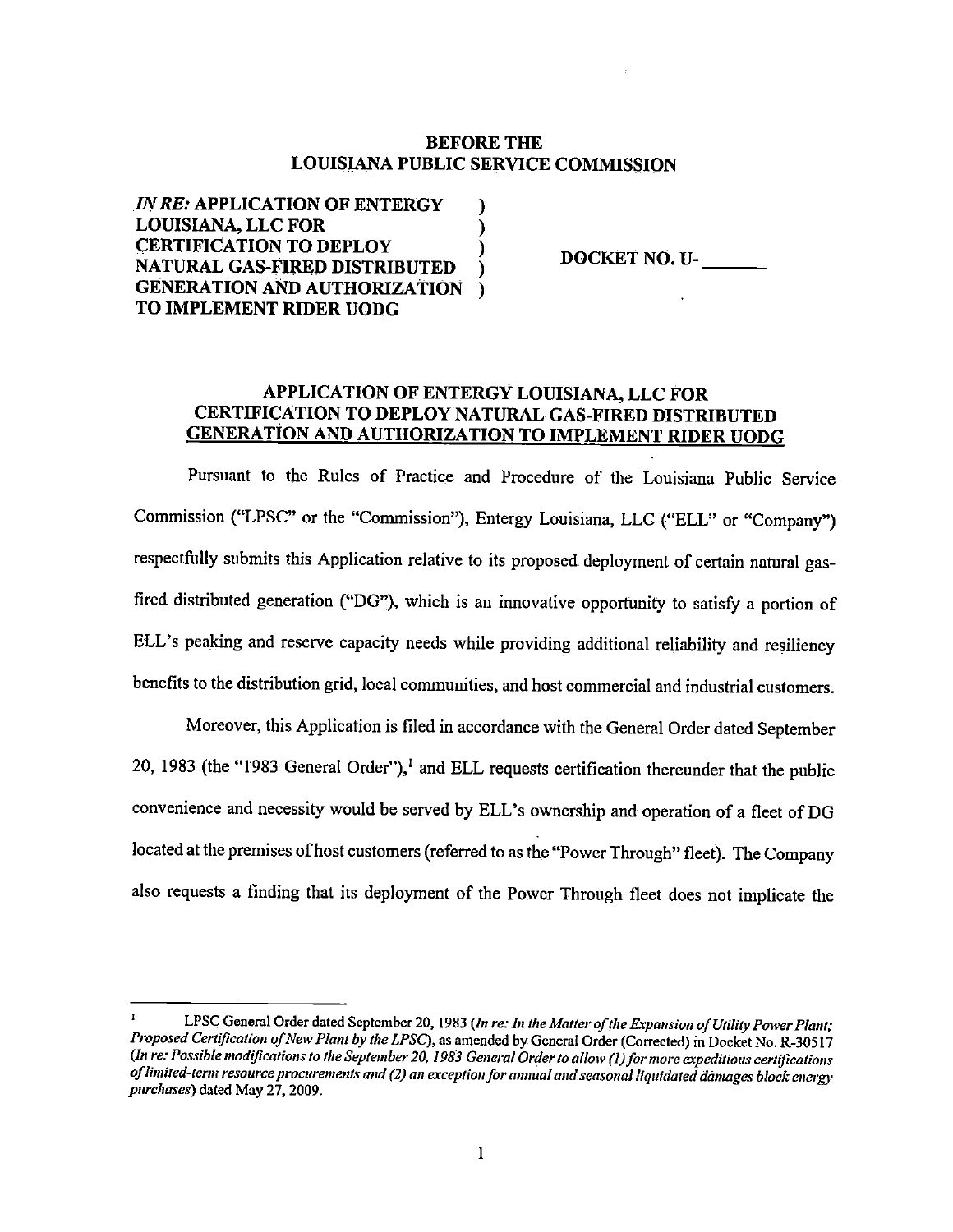**BEFORE THE**
**LOUISIANA PUBLIC SERVICE COMMISSION**

| | | |
|---|---|---|
| ***IN RE:*** **APPLICATION OF ENTERGY LOUISIANA, LLC FOR CERTIFICATION TO DEPLOY NATURAL GAS-FIRED DISTRIBUTED GENERATION AND AUTHORIZATION TO IMPLEMENT RIDER UODG** | ) ) ) ) ) | **DOCKET NO. U-\_\_\_\_\_\_** |

## APPLICATION OF ENTERGY LOUISIANA, LLC FOR CERTIFICATION TO DEPLOY NATURAL GAS-FIRED DISTRIBUTED GENERATION AND AUTHORIZATION TO IMPLEMENT RIDER UODG

Pursuant to the Rules of Practice and Procedure of the Louisiana Public Service Commission ("LPSC" or the "Commission"), Entergy Louisiana, LLC ("ELL" or "Company") respectfully submits this Application relative to its proposed deployment of certain natural gas-fired distributed generation ("DG"), which is an innovative opportunity to satisfy a portion of ELL's peaking and reserve capacity needs while providing additional reliability and resiliency benefits to the distribution grid, local communities, and host commercial and industrial customers.

Moreover, this Application is filed in accordance with the General Order dated September 20, 1983 (the "1983 General Order"),[1] and ELL requests certification thereunder that the public convenience and necessity would be served by ELL's ownership and operation of a fleet of DG located at the premises of host customers (referred to as the "Power Through" fleet). The Company also requests a finding that its deployment of the Power Through fleet does not implicate the

---

[1] LPSC General Order dated September 20, 1983 (*In re: In the Matter of the Expansion of Utility Power Plant; Proposed Certification of New Plant by the LPSC*), as amended by General Order (Corrected) in Docket No. R-30517 (*In re: Possible modifications to the September 20, 1983 General Order to allow (1) for more expeditious certifications of limited-term resource procurements and (2) an exception for annual and seasonal liquidated damages block energy purchases*) dated May 27, 2009.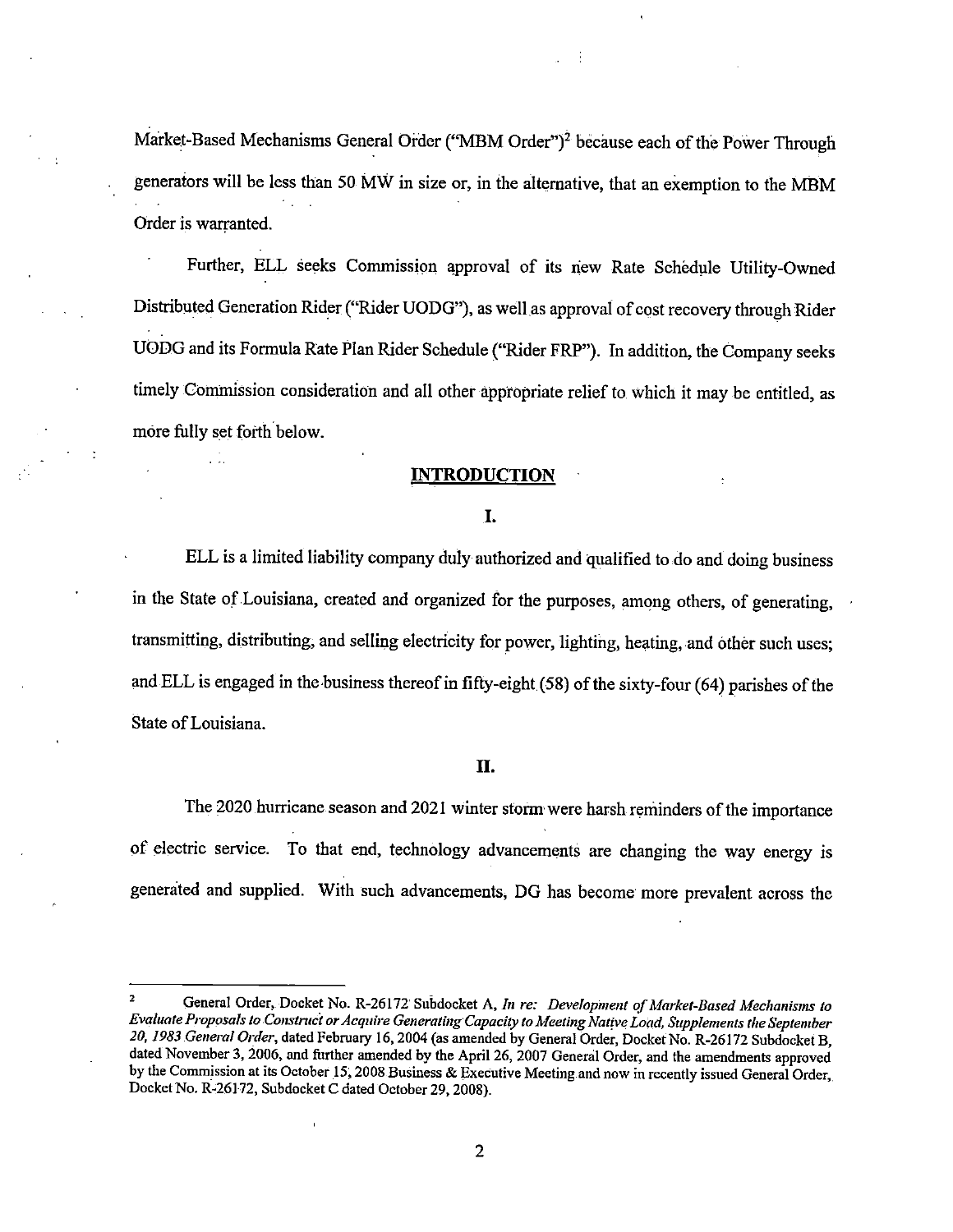Market-Based Mechanisms General Order ("MBM Order")[2] because each of the Power Through generators will be less than 50 MW in size or, in the alternative, that an exemption to the MBM Order is warranted.

Further, ELL seeks Commission approval of its new Rate Schedule Utility-Owned Distributed Generation Rider ("Rider UODG"), as well as approval of cost recovery through Rider UODG and its Formula Rate Plan Rider Schedule ("Rider FRP"). In addition, the Company seeks timely Commission consideration and all other appropriate relief to which it may be entitled, as more fully set forth below.

## INTRODUCTION

### I.

ELL is a limited liability company duly authorized and qualified to do and doing business in the State of Louisiana, created and organized for the purposes, among others, of generating, transmitting, distributing, and selling electricity for power, lighting, heating, and other such uses; and ELL is engaged in the business thereof in fifty-eight (58) of the sixty-four (64) parishes of the State of Louisiana.

### II.

The 2020 hurricane season and 2021 winter storm were harsh reminders of the importance of electric service. To that end, technology advancements are changing the way energy is generated and supplied. With such advancements, DG has become more prevalent across the

---

[2] General Order, Docket No. R-26172 Subdocket A, *In re: Development of Market-Based Mechanisms to Evaluate Proposals to Construct or Acquire Generating Capacity to Meeting Native Load, Supplements the September 20, 1983 General Order*, dated February 16, 2004 (as amended by General Order, Docket No. R-26172 Subdocket B, dated November 3, 2006, and further amended by the April 26, 2007 General Order, and the amendments approved by the Commission at its October 15, 2008 Business & Executive Meeting and now in recently issued General Order, Docket No. R-26172, Subdocket C dated October 29, 2008).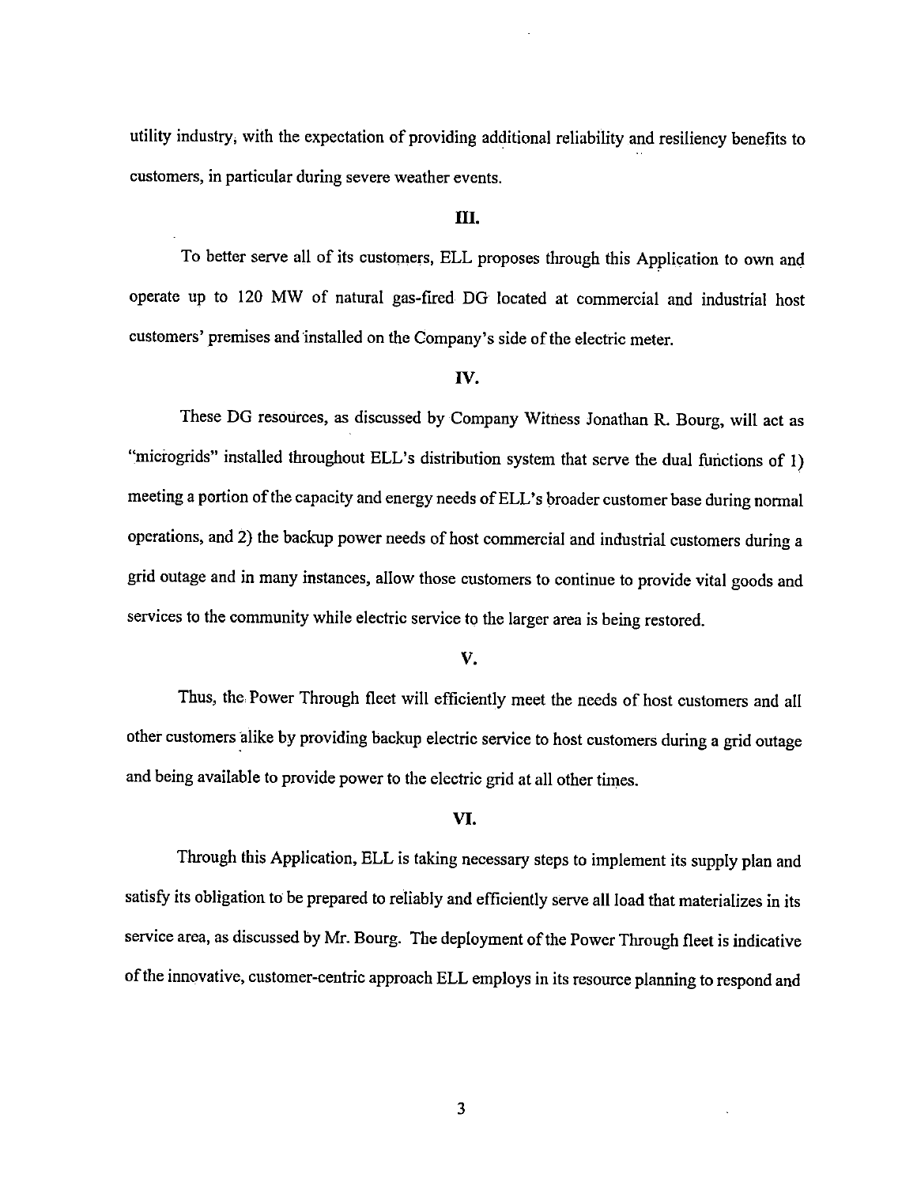utility industry, with the expectation of providing additional reliability and resiliency benefits to customers, in particular during severe weather events.

### III.

To better serve all of its customers, ELL proposes through this Application to own and operate up to 120 MW of natural gas-fired DG located at commercial and industrial host customers' premises and installed on the Company's side of the electric meter.

### IV.

These DG resources, as discussed by Company Witness Jonathan R. Bourg, will act as "microgrids" installed throughout ELL's distribution system that serve the dual functions of 1) meeting a portion of the capacity and energy needs of ELL's broader customer base during normal operations, and 2) the backup power needs of host commercial and industrial customers during a grid outage and in many instances, allow those customers to continue to provide vital goods and services to the community while electric service to the larger area is being restored.

### V.

Thus, the Power Through fleet will efficiently meet the needs of host customers and all other customers alike by providing backup electric service to host customers during a grid outage and being available to provide power to the electric grid at all other times.

### VI.

Through this Application, ELL is taking necessary steps to implement its supply plan and satisfy its obligation to be prepared to reliably and efficiently serve all load that materializes in its service area, as discussed by Mr. Bourg. The deployment of the Power Through fleet is indicative of the innovative, customer-centric approach ELL employs in its resource planning to respond and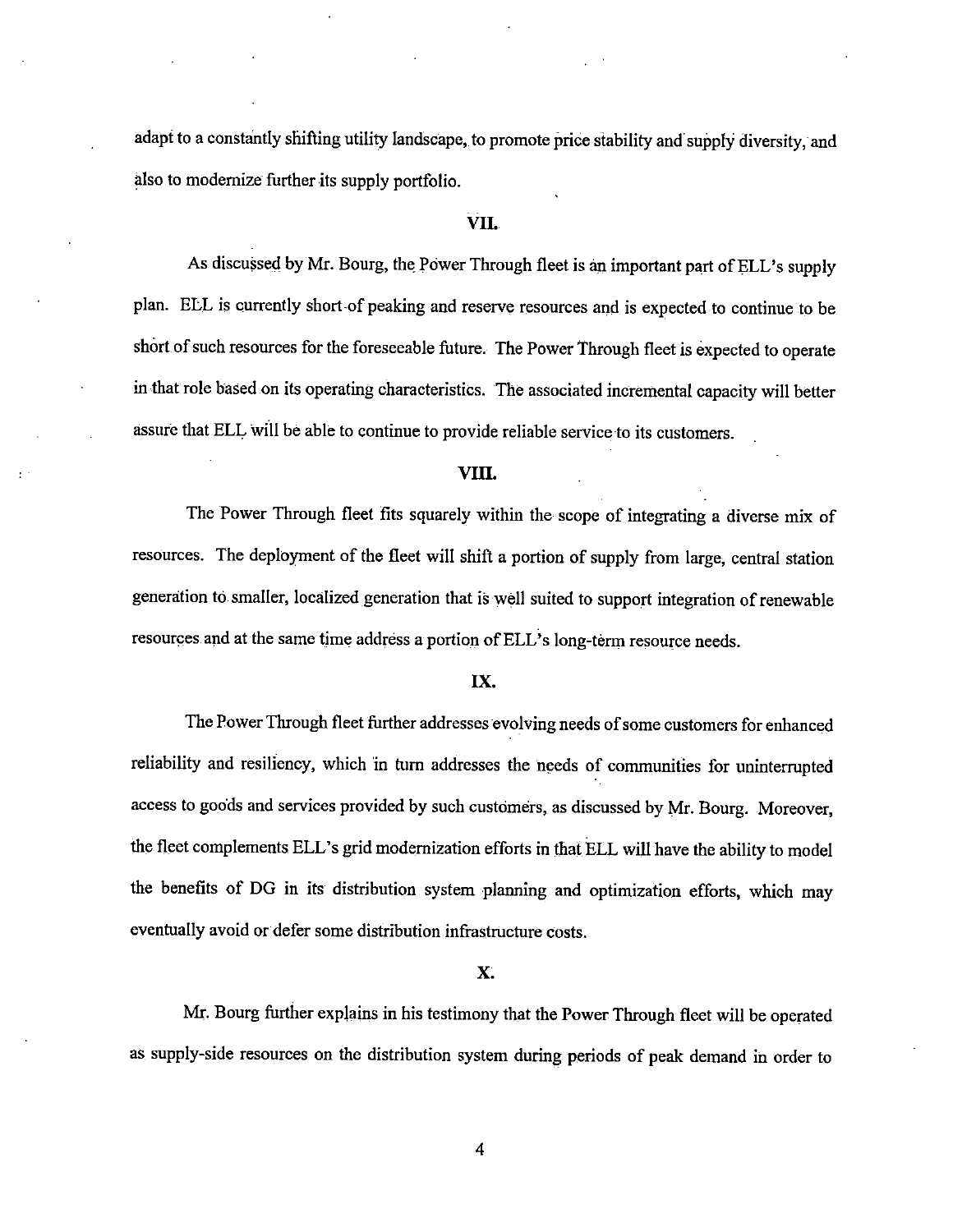adapt to a constantly shifting utility landscape, to promote price stability and supply diversity, and also to modernize further its supply portfolio.

**VII.**

As discussed by Mr. Bourg, the Power Through fleet is an important part of ELL's supply plan. ELL is currently short of peaking and reserve resources and is expected to continue to be short of such resources for the foreseeable future. The Power Through fleet is expected to operate in that role based on its operating characteristics. The associated incremental capacity will better assure that ELL will be able to continue to provide reliable service to its customers.

**VIII.**

The Power Through fleet fits squarely within the scope of integrating a diverse mix of resources. The deployment of the fleet will shift a portion of supply from large, central station generation to smaller, localized generation that is well suited to support integration of renewable resources and at the same time address a portion of ELL's long-term resource needs.

**IX.**

The Power Through fleet further addresses evolving needs of some customers for enhanced reliability and resiliency, which in turn addresses the needs of communities for uninterrupted access to goods and services provided by such customers, as discussed by Mr. Bourg. Moreover, the fleet complements ELL's grid modernization efforts in that ELL will have the ability to model the benefits of DG in its distribution system planning and optimization efforts, which may eventually avoid or defer some distribution infrastructure costs.

**X.**

Mr. Bourg further explains in his testimony that the Power Through fleet will be operated as supply-side resources on the distribution system during periods of peak demand in order to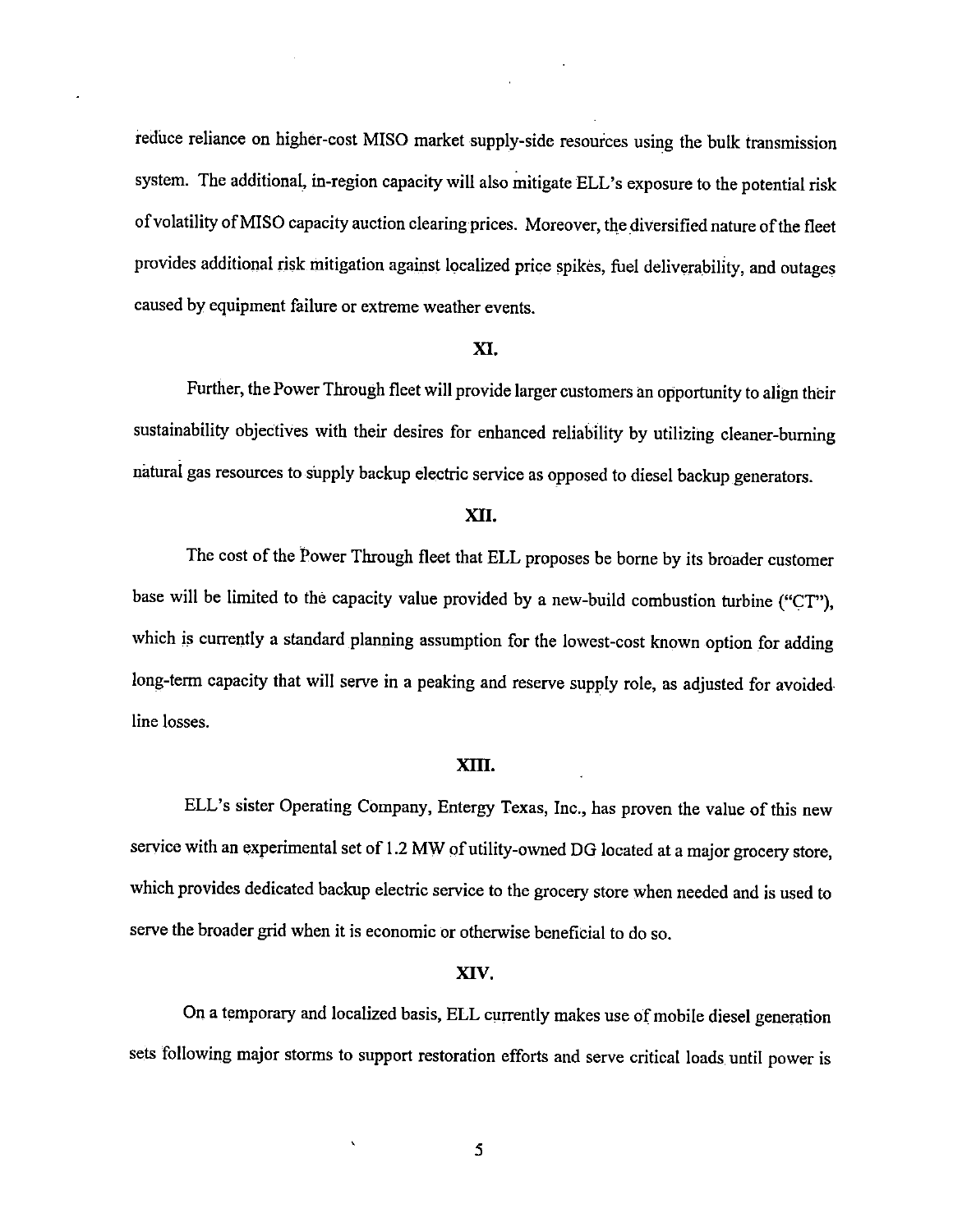reduce reliance on higher-cost MISO market supply-side resources using the bulk transmission system. The additional, in-region capacity will also mitigate ELL's exposure to the potential risk of volatility of MISO capacity auction clearing prices. Moreover, the diversified nature of the fleet provides additional risk mitigation against localized price spikes, fuel deliverability, and outages caused by equipment failure or extreme weather events.

**XI.**

Further, the Power Through fleet will provide larger customers an opportunity to align their sustainability objectives with their desires for enhanced reliability by utilizing cleaner-burning natural gas resources to supply backup electric service as opposed to diesel backup generators.

**XII.**

The cost of the Power Through fleet that ELL proposes be borne by its broader customer base will be limited to the capacity value provided by a new-build combustion turbine ("CT"), which is currently a standard planning assumption for the lowest-cost known option for adding long-term capacity that will serve in a peaking and reserve supply role, as adjusted for avoided line losses.

**XIII.**

ELL's sister Operating Company, Entergy Texas, Inc., has proven the value of this new service with an experimental set of 1.2 MW of utility-owned DG located at a major grocery store, which provides dedicated backup electric service to the grocery store when needed and is used to serve the broader grid when it is economic or otherwise beneficial to do so.

**XIV.**

On a temporary and localized basis, ELL currently makes use of mobile diesel generation sets following major storms to support restoration efforts and serve critical loads until power is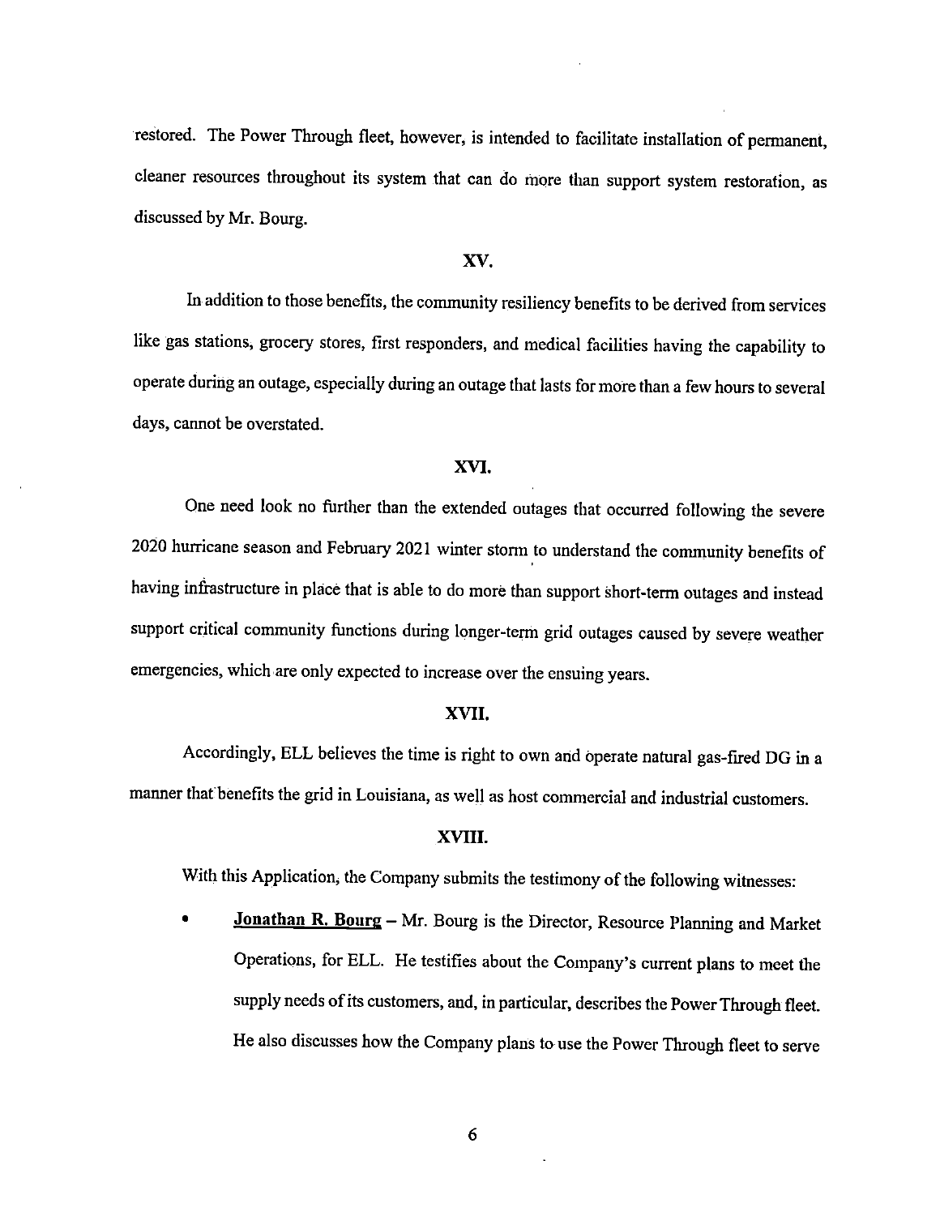restored. The Power Through fleet, however, is intended to facilitate installation of permanent, cleaner resources throughout its system that can do more than support system restoration, as discussed by Mr. Bourg.

**XV.**

In addition to those benefits, the community resiliency benefits to be derived from services like gas stations, grocery stores, first responders, and medical facilities having the capability to operate during an outage, especially during an outage that lasts for more than a few hours to several days, cannot be overstated.

**XVI.**

One need look no further than the extended outages that occurred following the severe 2020 hurricane season and February 2021 winter storm to understand the community benefits of having infrastructure in place that is able to do more than support short-term outages and instead support critical community functions during longer-term grid outages caused by severe weather emergencies, which are only expected to increase over the ensuing years.

**XVII.**

Accordingly, ELL believes the time is right to own and operate natural gas-fired DG in a manner that benefits the grid in Louisiana, as well as host commercial and industrial customers.

**XVIII.**

With this Application, the Company submits the testimony of the following witnesses:

- **Jonathan R. Bourg** – Mr. Bourg is the Director, Resource Planning and Market Operations, for ELL. He testifies about the Company's current plans to meet the supply needs of its customers, and, in particular, describes the Power Through fleet. He also discusses how the Company plans to use the Power Through fleet to serve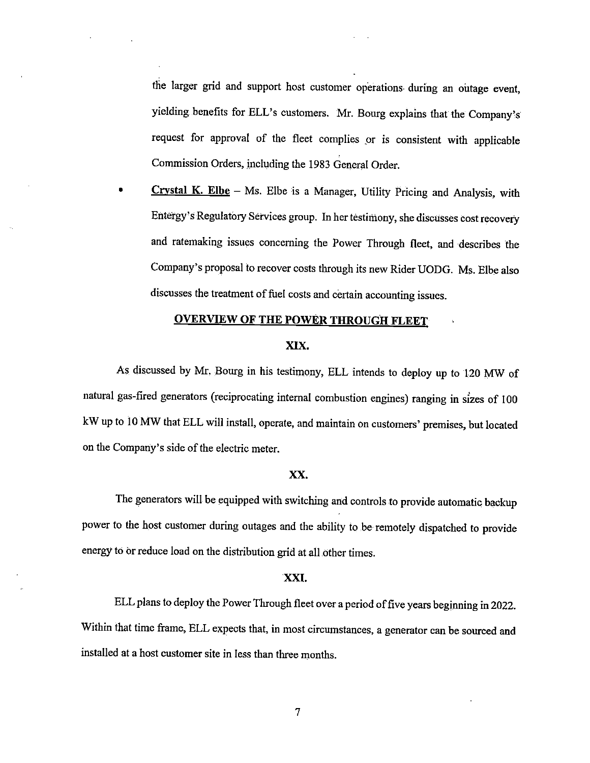the larger grid and support host customer operations during an outage event, yielding benefits for ELL's customers. Mr. Bourg explains that the Company's request for approval of the fleet complies or is consistent with applicable Commission Orders, including the 1983 General Order.

- **Crystal K. Elbe** – Ms. Elbe is a Manager, Utility Pricing and Analysis, with Entergy's Regulatory Services group. In her testimony, she discusses cost recovery and ratemaking issues concerning the Power Through fleet, and describes the Company's proposal to recover costs through its new Rider UODG. Ms. Elbe also discusses the treatment of fuel costs and certain accounting issues.

## OVERVIEW OF THE POWER THROUGH FLEET

**XIX.**

As discussed by Mr. Bourg in his testimony, ELL intends to deploy up to 120 MW of natural gas-fired generators (reciprocating internal combustion engines) ranging in sizes of 100 kW up to 10 MW that ELL will install, operate, and maintain on customers' premises, but located on the Company's side of the electric meter.

**XX.**

The generators will be equipped with switching and controls to provide automatic backup power to the host customer during outages and the ability to be remotely dispatched to provide energy to or reduce load on the distribution grid at all other times.

**XXI.**

ELL plans to deploy the Power Through fleet over a period of five years beginning in 2022. Within that time frame, ELL expects that, in most circumstances, a generator can be sourced and installed at a host customer site in less than three months.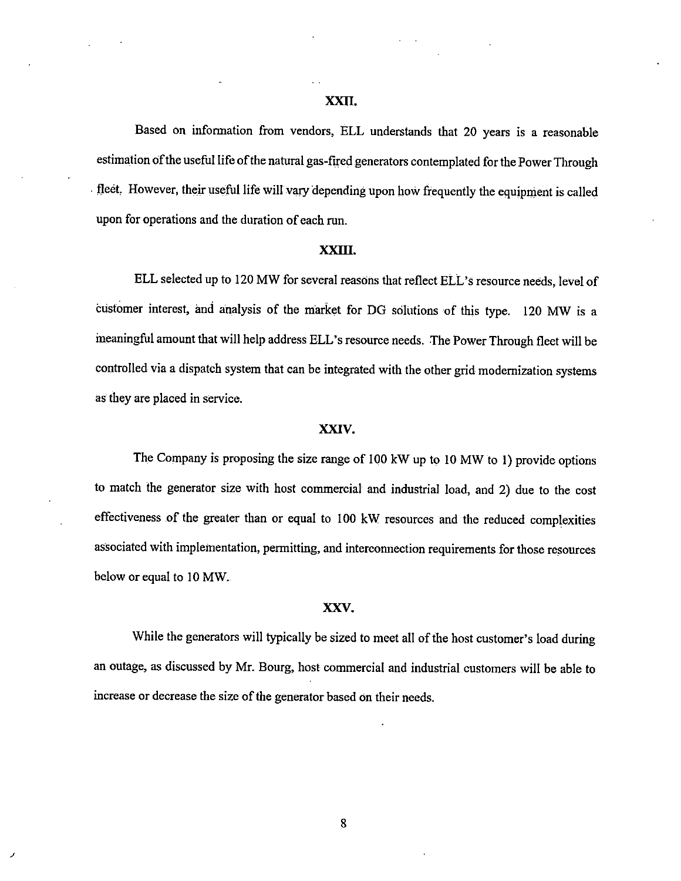## XXII.

Based on information from vendors, ELL understands that 20 years is a reasonable estimation of the useful life of the natural gas-fired generators contemplated for the Power Through fleet. However, their useful life will vary depending upon how frequently the equipment is called upon for operations and the duration of each run.

## XXIII.

ELL selected up to 120 MW for several reasons that reflect ELL's resource needs, level of customer interest, and analysis of the market for DG solutions of this type. 120 MW is a meaningful amount that will help address ELL's resource needs. The Power Through fleet will be controlled via a dispatch system that can be integrated with the other grid modernization systems as they are placed in service.

## XXIV.

The Company is proposing the size range of 100 kW up to 10 MW to 1) provide options to match the generator size with host commercial and industrial load, and 2) due to the cost effectiveness of the greater than or equal to 100 kW resources and the reduced complexities associated with implementation, permitting, and interconnection requirements for those resources below or equal to 10 MW.

## XXV.

While the generators will typically be sized to meet all of the host customer's load during an outage, as discussed by Mr. Bourg, host commercial and industrial customers will be able to increase or decrease the size of the generator based on their needs.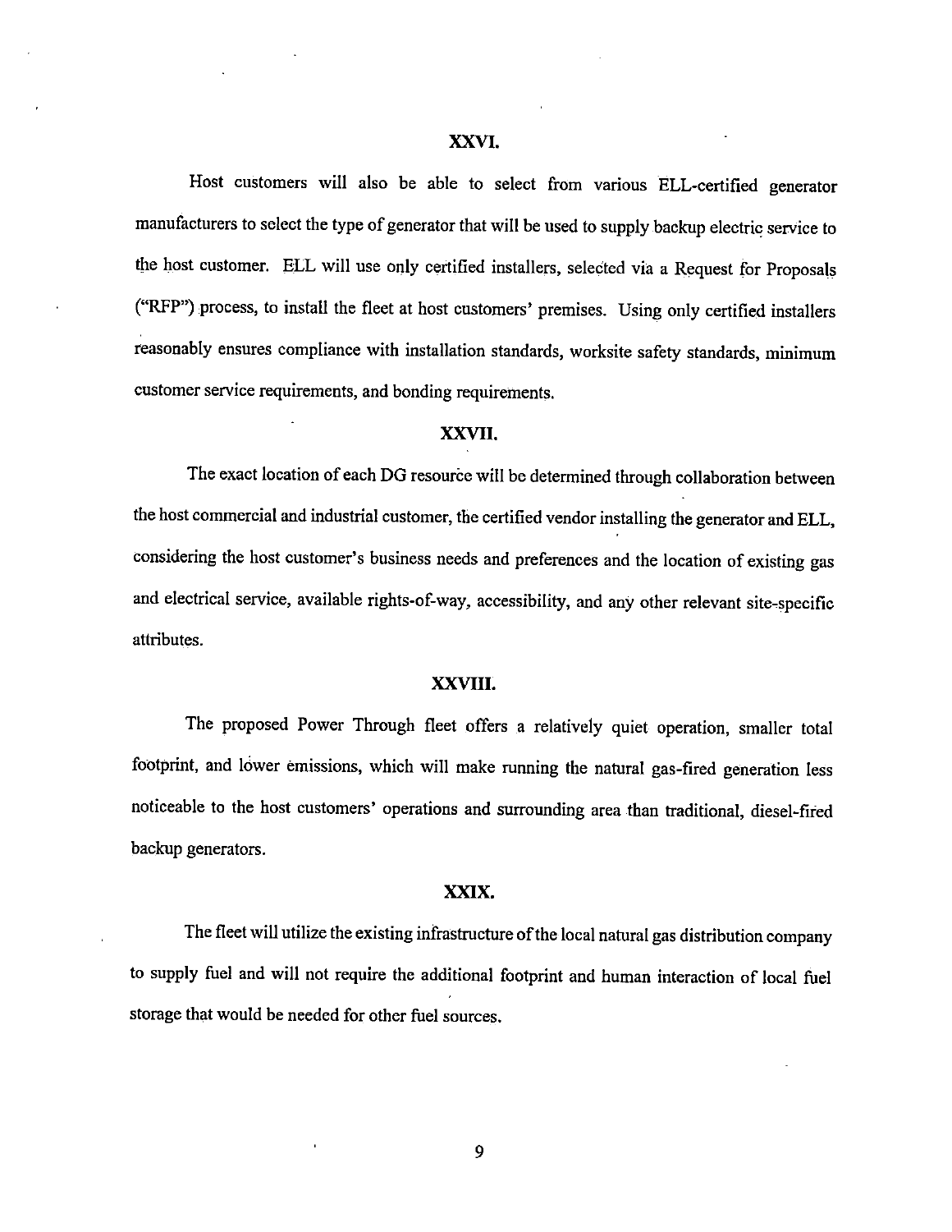### XXVI.

Host customers will also be able to select from various ELL-certified generator manufacturers to select the type of generator that will be used to supply backup electric service to the host customer. ELL will use only certified installers, selected via a Request for Proposals ("RFP") process, to install the fleet at host customers' premises. Using only certified installers reasonably ensures compliance with installation standards, worksite safety standards, minimum customer service requirements, and bonding requirements.

### XXVII.

The exact location of each DG resource will be determined through collaboration between the host commercial and industrial customer, the certified vendor installing the generator and ELL, considering the host customer's business needs and preferences and the location of existing gas and electrical service, available rights-of-way, accessibility, and any other relevant site-specific attributes.

### XXVIII.

The proposed Power Through fleet offers a relatively quiet operation, smaller total footprint, and lower emissions, which will make running the natural gas-fired generation less noticeable to the host customers' operations and surrounding area than traditional, diesel-fired backup generators.

### XXIX.

The fleet will utilize the existing infrastructure of the local natural gas distribution company to supply fuel and will not require the additional footprint and human interaction of local fuel storage that would be needed for other fuel sources.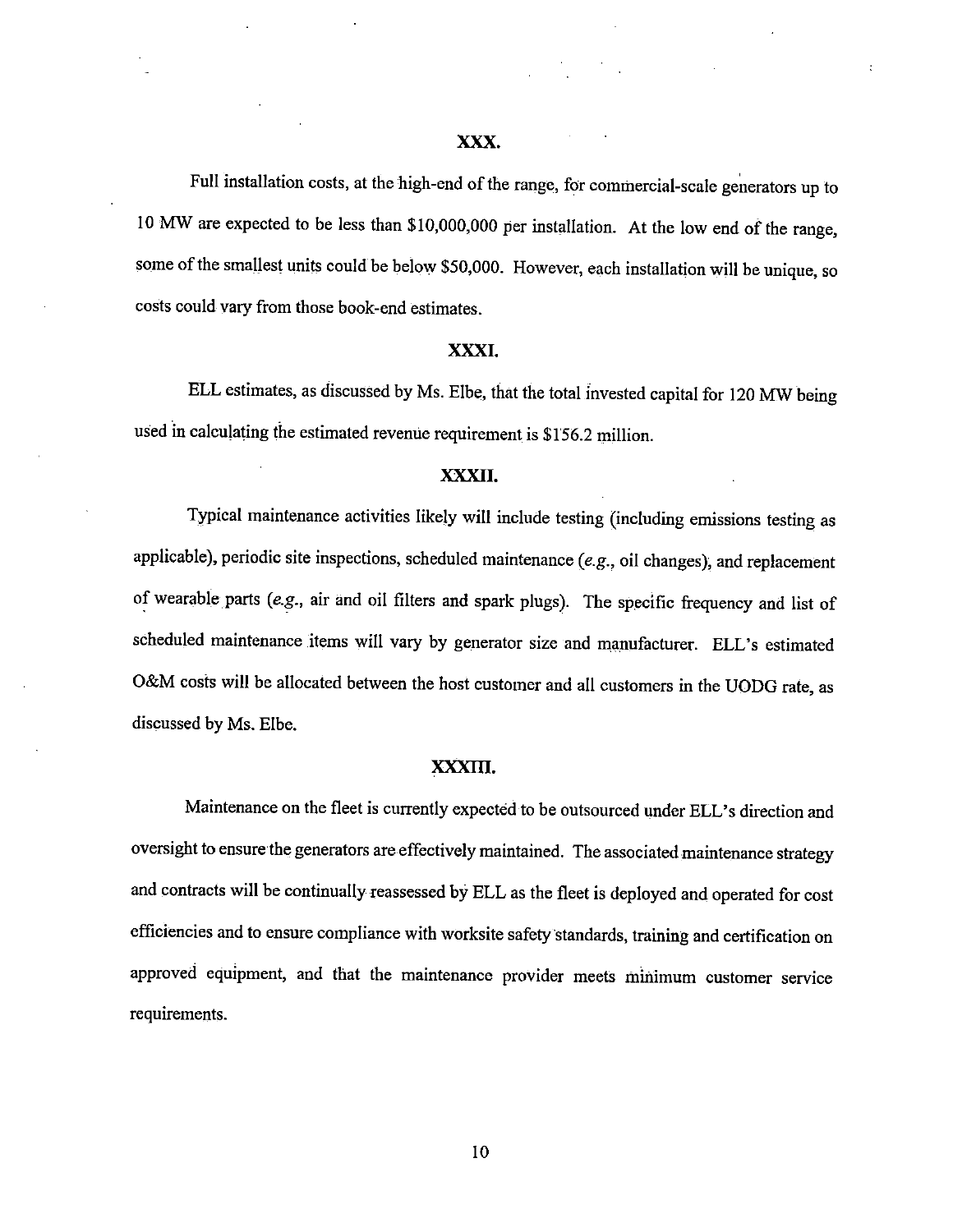## XXX.

Full installation costs, at the high-end of the range, for commercial-scale generators up to 10 MW are expected to be less than $10,000,000 per installation. At the low end of the range, some of the smallest units could be below $50,000. However, each installation will be unique, so costs could vary from those book-end estimates.

## XXXI.

ELL estimates, as discussed by Ms. Elbe, that the total invested capital for 120 MW being used in calculating the estimated revenue requirement is $156.2 million.

## XXXII.

Typical maintenance activities likely will include testing (including emissions testing as applicable), periodic site inspections, scheduled maintenance (*e.g.*, oil changes), and replacement of wearable parts (*e.g.*, air and oil filters and spark plugs). The specific frequency and list of scheduled maintenance items will vary by generator size and manufacturer. ELL's estimated O&M costs will be allocated between the host customer and all customers in the UODG rate, as discussed by Ms. Elbe.

## XXXIII.

Maintenance on the fleet is currently expected to be outsourced under ELL's direction and oversight to ensure the generators are effectively maintained. The associated maintenance strategy and contracts will be continually reassessed by ELL as the fleet is deployed and operated for cost efficiencies and to ensure compliance with worksite safety standards, training and certification on approved equipment, and that the maintenance provider meets minimum customer service requirements.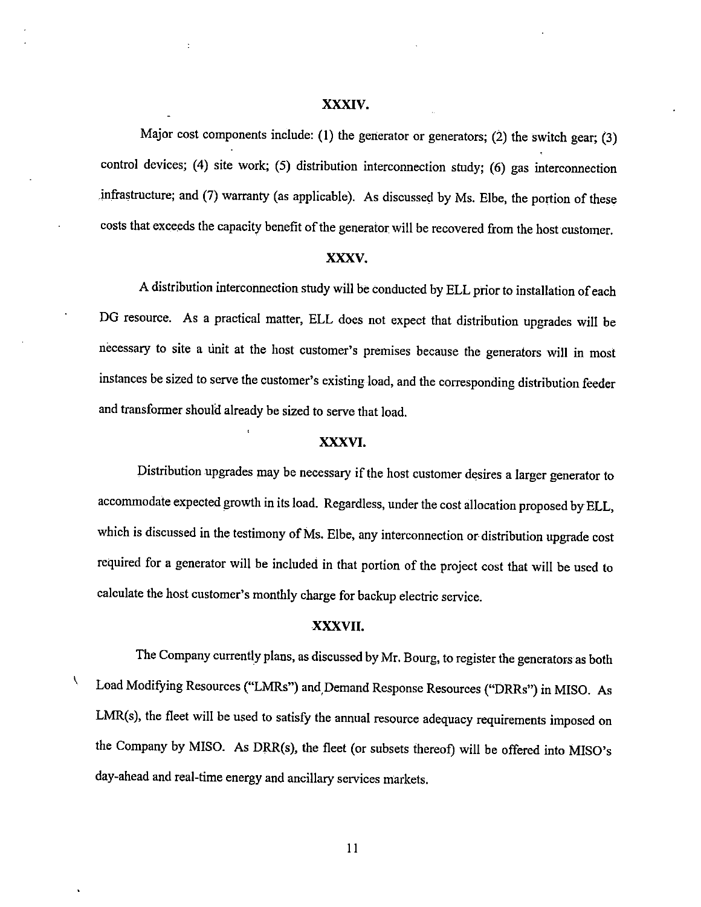### XXXIV.

Major cost components include: (1) the generator or generators; (2) the switch gear; (3) control devices; (4) site work; (5) distribution interconnection study; (6) gas interconnection infrastructure; and (7) warranty (as applicable). As discussed by Ms. Elbe, the portion of these costs that exceeds the capacity benefit of the generator will be recovered from the host customer.

### XXXV.

A distribution interconnection study will be conducted by ELL prior to installation of each DG resource. As a practical matter, ELL does not expect that distribution upgrades will be necessary to site a unit at the host customer's premises because the generators will in most instances be sized to serve the customer's existing load, and the corresponding distribution feeder and transformer should already be sized to serve that load.

### XXXVI.

Distribution upgrades may be necessary if the host customer desires a larger generator to accommodate expected growth in its load. Regardless, under the cost allocation proposed by ELL, which is discussed in the testimony of Ms. Elbe, any interconnection or distribution upgrade cost required for a generator will be included in that portion of the project cost that will be used to calculate the host customer's monthly charge for backup electric service.

### XXXVII.

The Company currently plans, as discussed by Mr. Bourg, to register the generators as both Load Modifying Resources ("LMRs") and Demand Response Resources ("DRRs") in MISO. As LMR(s), the fleet will be used to satisfy the annual resource adequacy requirements imposed on the Company by MISO. As DRR(s), the fleet (or subsets thereof) will be offered into MISO's day-ahead and real-time energy and ancillary services markets.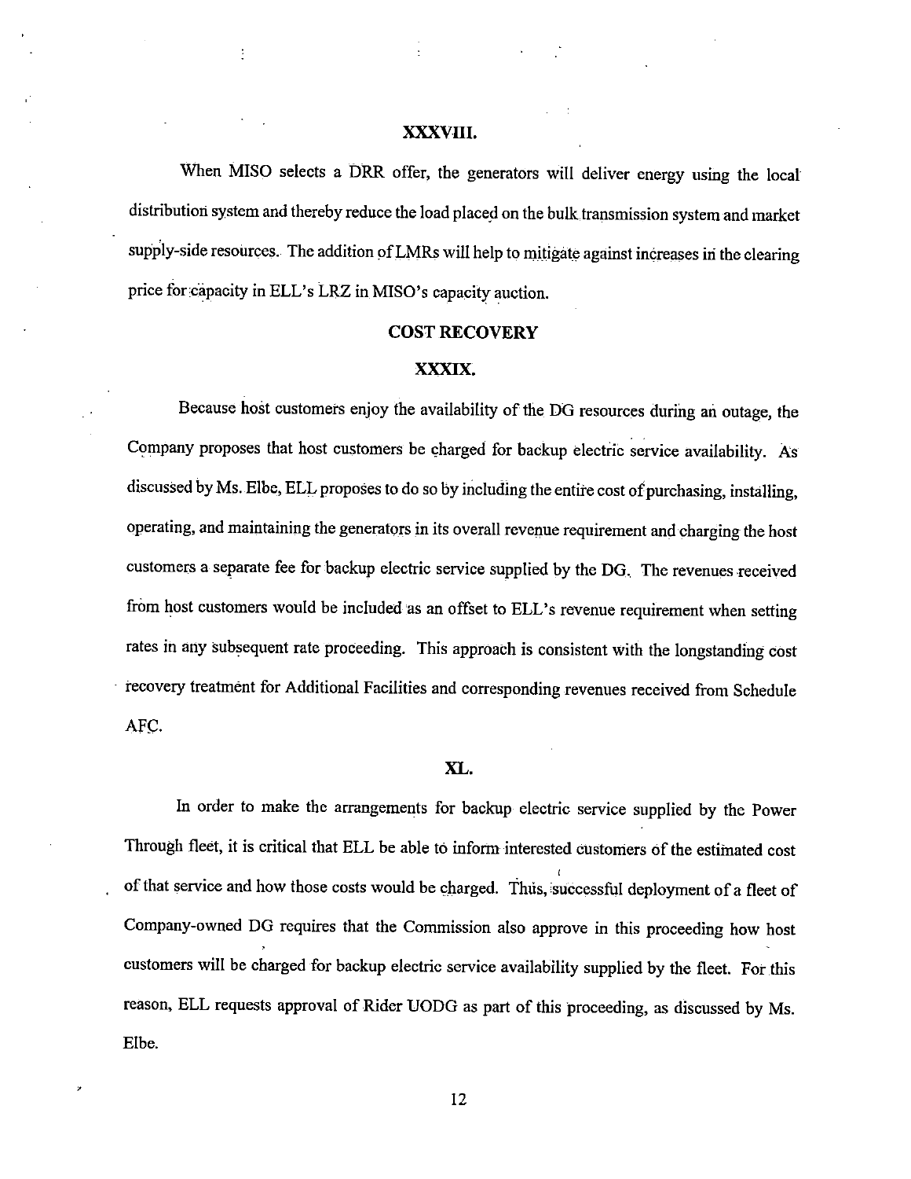### XXXVIII.

When MISO selects a DRR offer, the generators will deliver energy using the local distribution system and thereby reduce the load placed on the bulk transmission system and market supply-side resources. The addition of LMRs will help to mitigate against increases in the clearing price for capacity in ELL's LRZ in MISO's capacity auction.

## COST RECOVERY

### XXXIX.

Because host customers enjoy the availability of the DG resources during an outage, the Company proposes that host customers be charged for backup electric service availability. As discussed by Ms. Elbe, ELL proposes to do so by including the entire cost of purchasing, installing, operating, and maintaining the generators in its overall revenue requirement and charging the host customers a separate fee for backup electric service supplied by the DG. The revenues received from host customers would be included as an offset to ELL's revenue requirement when setting rates in any subsequent rate proceeding. This approach is consistent with the longstanding cost recovery treatment for Additional Facilities and corresponding revenues received from Schedule AFC.

### XL.

In order to make the arrangements for backup electric service supplied by the Power Through fleet, it is critical that ELL be able to inform interested customers of the estimated cost of that service and how those costs would be charged. Thus, successful deployment of a fleet of Company-owned DG requires that the Commission also approve in this proceeding how host customers will be charged for backup electric service availability supplied by the fleet. For this reason, ELL requests approval of Rider UODG as part of this proceeding, as discussed by Ms. Elbe.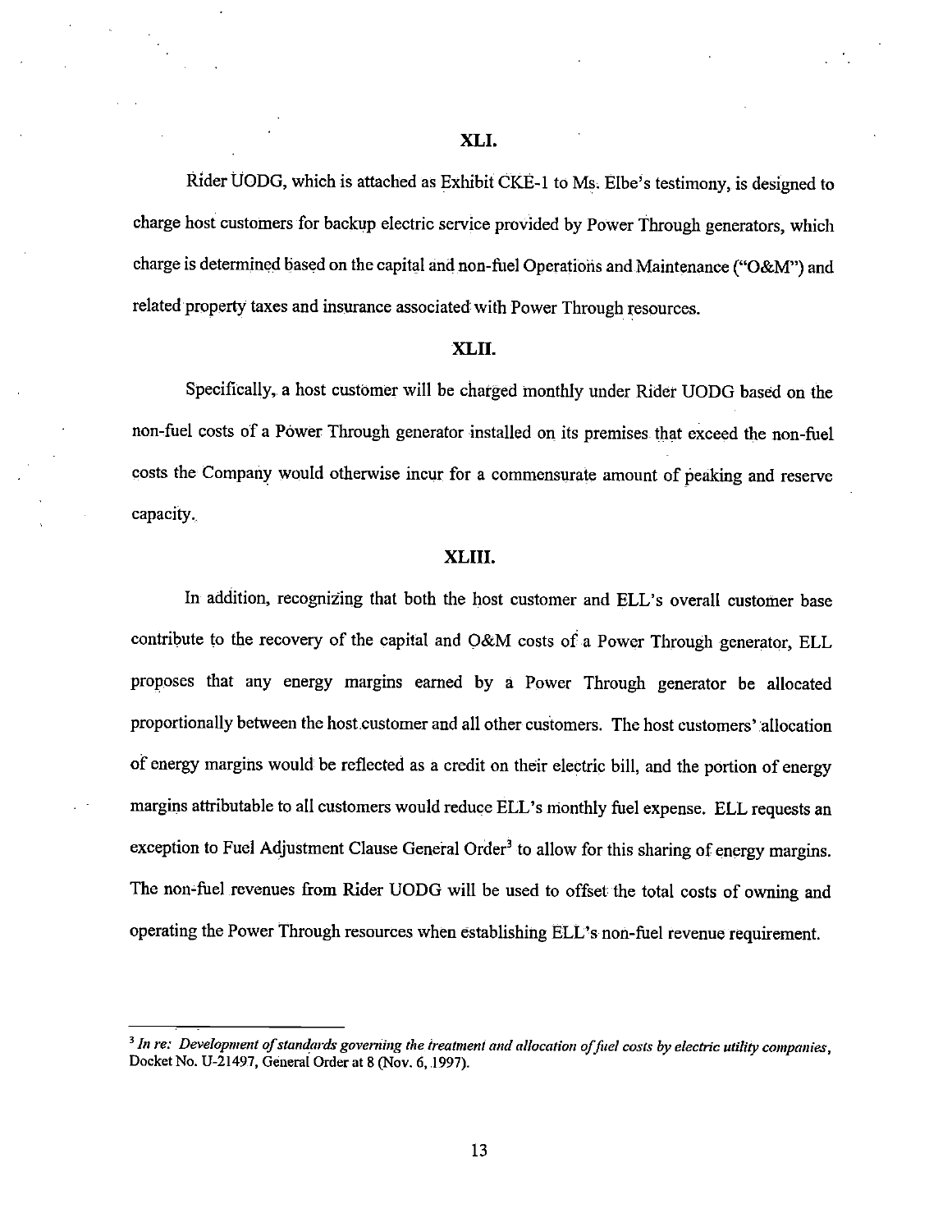### XLI.

Rider UODG, which is attached as Exhibit CKE-1 to Ms. Elbe's testimony, is designed to charge host customers for backup electric service provided by Power Through generators, which charge is determined based on the capital and non-fuel Operations and Maintenance ("O&M") and related property taxes and insurance associated with Power Through resources.

### XLII.

Specifically, a host customer will be charged monthly under Rider UODG based on the non-fuel costs of a Power Through generator installed on its premises that exceed the non-fuel costs the Company would otherwise incur for a commensurate amount of peaking and reserve capacity.

### XLIII.

In addition, recognizing that both the host customer and ELL's overall customer base contribute to the recovery of the capital and O&M costs of a Power Through generator, ELL proposes that any energy margins earned by a Power Through generator be allocated proportionally between the host customer and all other customers. The host customers' allocation of energy margins would be reflected as a credit on their electric bill, and the portion of energy margins attributable to all customers would reduce ELL's monthly fuel expense. ELL requests an exception to Fuel Adjustment Clause General Order[3] to allow for this sharing of energy margins. The non-fuel revenues from Rider UODG will be used to offset the total costs of owning and operating the Power Through resources when establishing ELL's non-fuel revenue requirement.

---

[3] *In re: Development of standards governing the treatment and allocation of fuel costs by electric utility companies*, Docket No. U-21497, General Order at 8 (Nov. 6, 1997).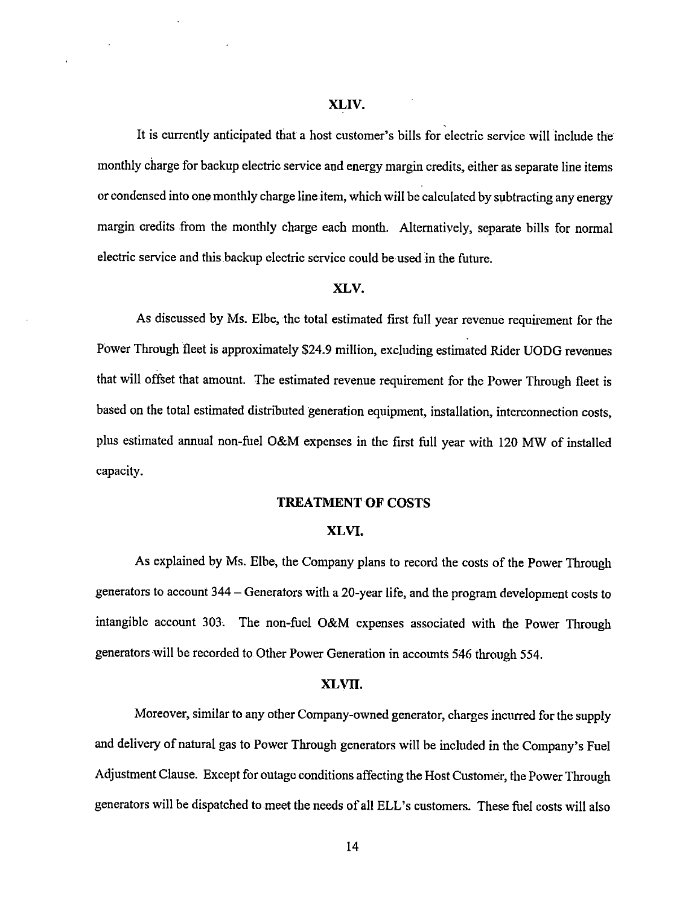XLIV.

It is currently anticipated that a host customer's bills for electric service will include the monthly charge for backup electric service and energy margin credits, either as separate line items or condensed into one monthly charge line item, which will be calculated by subtracting any energy margin credits from the monthly charge each month. Alternatively, separate bills for normal electric service and this backup electric service could be used in the future.

XLV.

As discussed by Ms. Elbe, the total estimated first full year revenue requirement for the Power Through fleet is approximately $24.9 million, excluding estimated Rider UODG revenues that will offset that amount. The estimated revenue requirement for the Power Through fleet is based on the total estimated distributed generation equipment, installation, interconnection costs, plus estimated annual non-fuel O&M expenses in the first full year with 120 MW of installed capacity.

## TREATMENT OF COSTS

XLVI.

As explained by Ms. Elbe, the Company plans to record the costs of the Power Through generators to account 344 – Generators with a 20-year life, and the program development costs to intangible account 303. The non-fuel O&M expenses associated with the Power Through generators will be recorded to Other Power Generation in accounts 546 through 554.

XLVII.

Moreover, similar to any other Company-owned generator, charges incurred for the supply and delivery of natural gas to Power Through generators will be included in the Company's Fuel Adjustment Clause. Except for outage conditions affecting the Host Customer, the Power Through generators will be dispatched to meet the needs of all ELL's customers. These fuel costs will also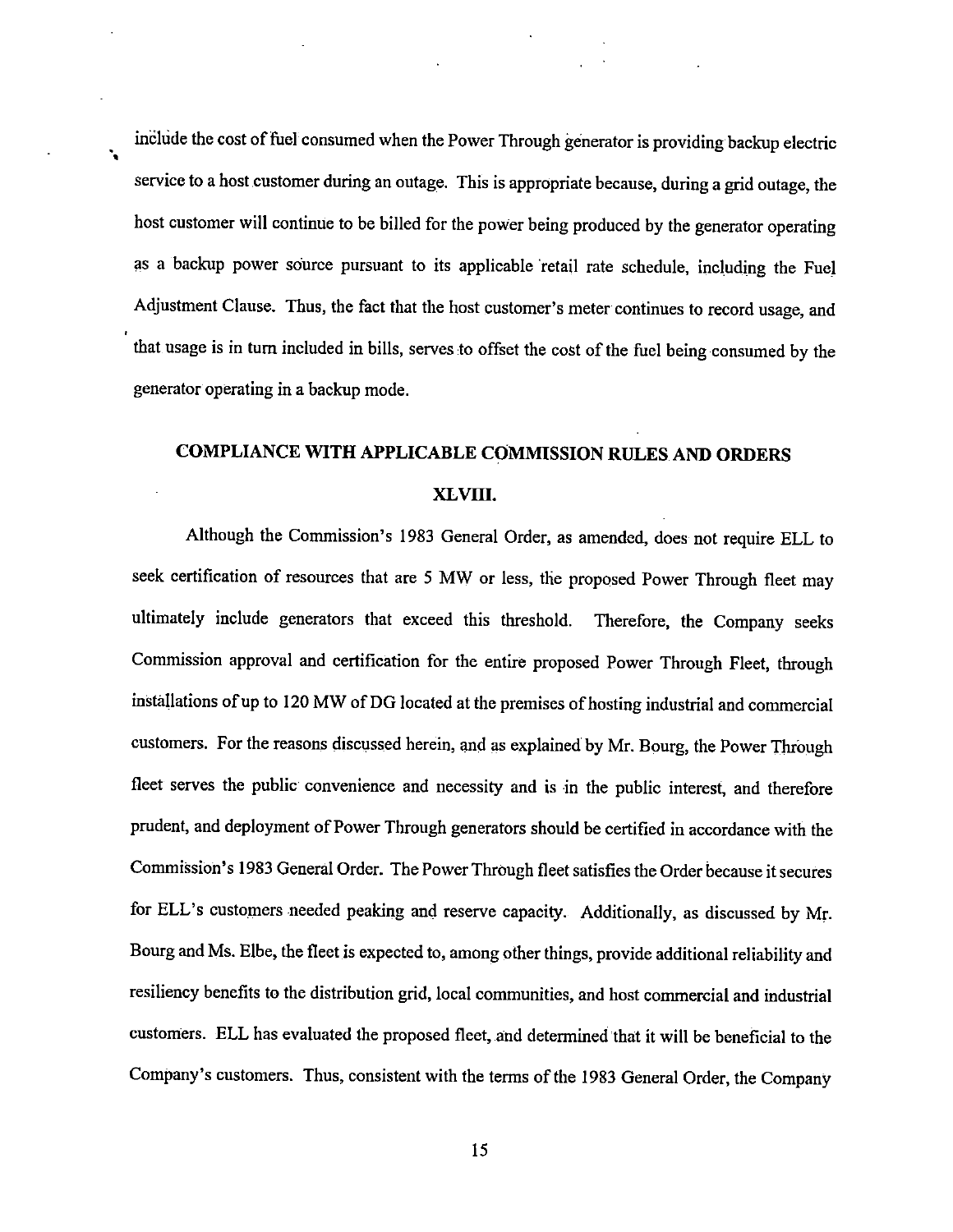include the cost of fuel consumed when the Power Through generator is providing backup electric service to a host customer during an outage. This is appropriate because, during a grid outage, the host customer will continue to be billed for the power being produced by the generator operating as a backup power source pursuant to its applicable retail rate schedule, including the Fuel Adjustment Clause. Thus, the fact that the host customer's meter continues to record usage, and that usage is in turn included in bills, serves to offset the cost of the fuel being consumed by the generator operating in a backup mode.

## COMPLIANCE WITH APPLICABLE COMMISSION RULES AND ORDERS

### XLVIII.

Although the Commission's 1983 General Order, as amended, does not require ELL to seek certification of resources that are 5 MW or less, the proposed Power Through fleet may ultimately include generators that exceed this threshold. Therefore, the Company seeks Commission approval and certification for the entire proposed Power Through Fleet, through installations of up to 120 MW of DG located at the premises of hosting industrial and commercial customers. For the reasons discussed herein, and as explained by Mr. Bourg, the Power Through fleet serves the public convenience and necessity and is in the public interest, and therefore prudent, and deployment of Power Through generators should be certified in accordance with the Commission's 1983 General Order. The Power Through fleet satisfies the Order because it secures for ELL's customers needed peaking and reserve capacity. Additionally, as discussed by Mr. Bourg and Ms. Elbe, the fleet is expected to, among other things, provide additional reliability and resiliency benefits to the distribution grid, local communities, and host commercial and industrial customers. ELL has evaluated the proposed fleet, and determined that it will be beneficial to the Company's customers. Thus, consistent with the terms of the 1983 General Order, the Company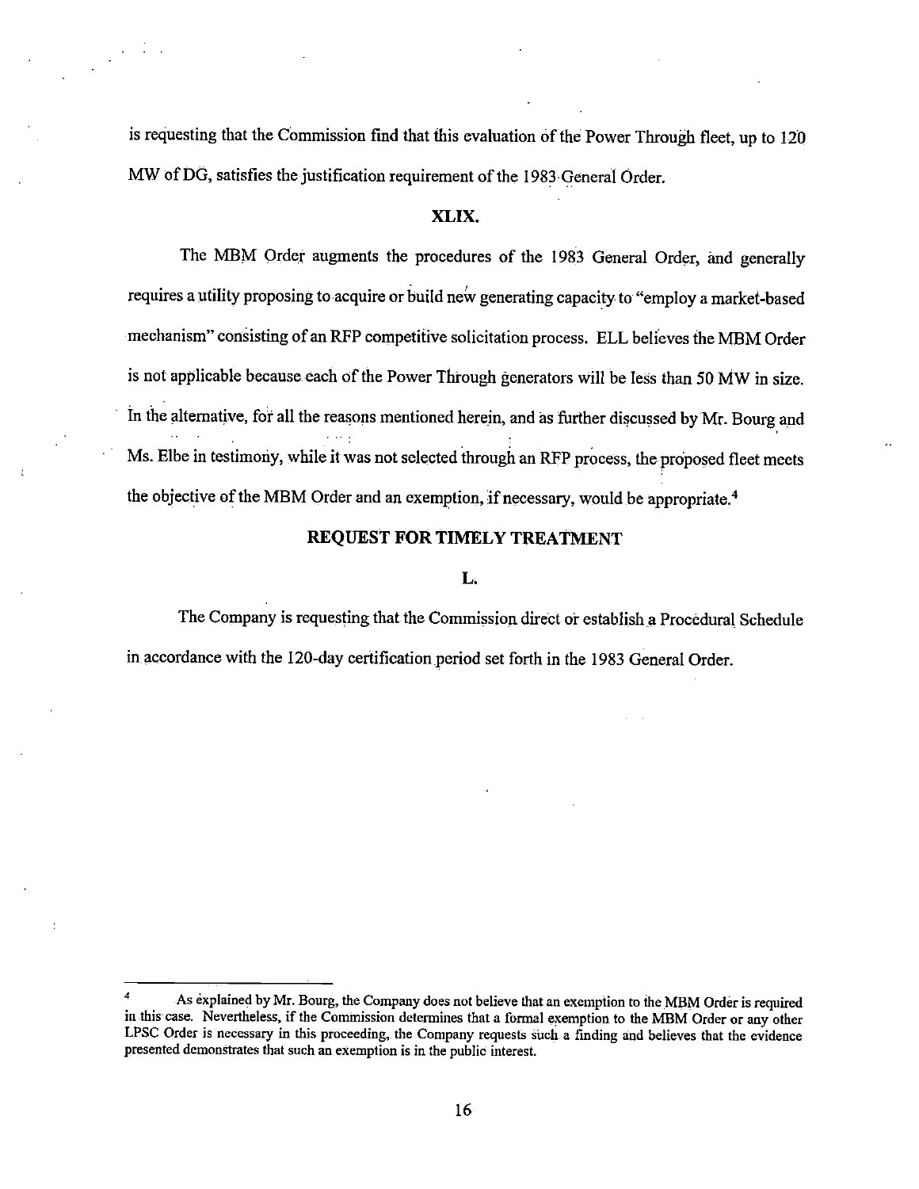is requesting that the Commission find that this evaluation of the Power Through fleet, up to 120 MW of DG, satisfies the justification requirement of the 1983 General Order.

**XLIX.**

The MBM Order augments the procedures of the 1983 General Order, and generally requires a utility proposing to acquire or build new generating capacity to "employ a market-based mechanism" consisting of an RFP competitive solicitation process. ELL believes the MBM Order is not applicable because each of the Power Through generators will be less than 50 MW in size. In the alternative, for all the reasons mentioned herein, and as further discussed by Mr. Bourg and Ms. Elbe in testimony, while it was not selected through an RFP process, the proposed fleet meets the objective of the MBM Order and an exemption, if necessary, would be appropriate.[4]

**REQUEST FOR TIMELY TREATMENT**

**L.**

The Company is requesting that the Commission direct or establish a Procedural Schedule in accordance with the 120-day certification period set forth in the 1983 General Order.

---

[4] As explained by Mr. Bourg, the Company does not believe that an exemption to the MBM Order is required in this case. Nevertheless, if the Commission determines that a formal exemption to the MBM Order or any other LPSC Order is necessary in this proceeding, the Company requests such a finding and believes that the evidence presented demonstrates that such an exemption is in the public interest.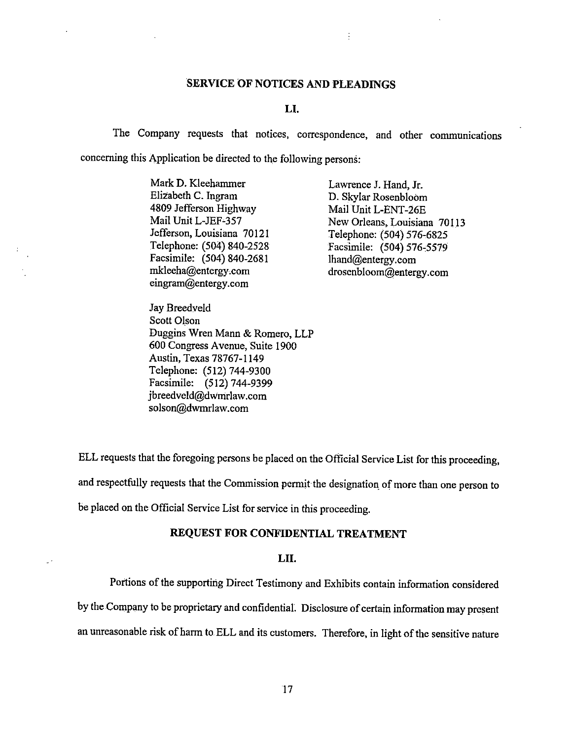## SERVICE OF NOTICES AND PLEADINGS

### LI.

The Company requests that notices, correspondence, and other communications concerning this Application be directed to the following persons:

Mark D. Kleehammer
Elizabeth C. Ingram
4809 Jefferson Highway
Mail Unit L-JEF-357
Jefferson, Louisiana 70121
Telephone: (504) 840-2528
Facsimile: (504) 840-2681
mkleeha@entergy.com
eingram@entergy.com

Lawrence J. Hand, Jr.
D. Skylar Rosenbloom
Mail Unit L-ENT-26E
New Orleans, Louisiana 70113
Telephone: (504) 576-6825
Facsimile: (504) 576-5579
lhand@entergy.com
drosenbloom@entergy.com

Jay Breedveld
Scott Olson
Duggins Wren Mann & Romero, LLP
600 Congress Avenue, Suite 1900
Austin, Texas 78767-1149
Telephone: (512) 744-9300
Facsimile: (512) 744-9399
jbreedveld@dwmrlaw.com
solson@dwmrlaw.com

ELL requests that the foregoing persons be placed on the Official Service List for this proceeding, and respectfully requests that the Commission permit the designation of more than one person to be placed on the Official Service List for service in this proceeding.

## REQUEST FOR CONFIDENTIAL TREATMENT

### LII.

Portions of the supporting Direct Testimony and Exhibits contain information considered by the Company to be proprietary and confidential. Disclosure of certain information may present an unreasonable risk of harm to ELL and its customers. Therefore, in light of the sensitive nature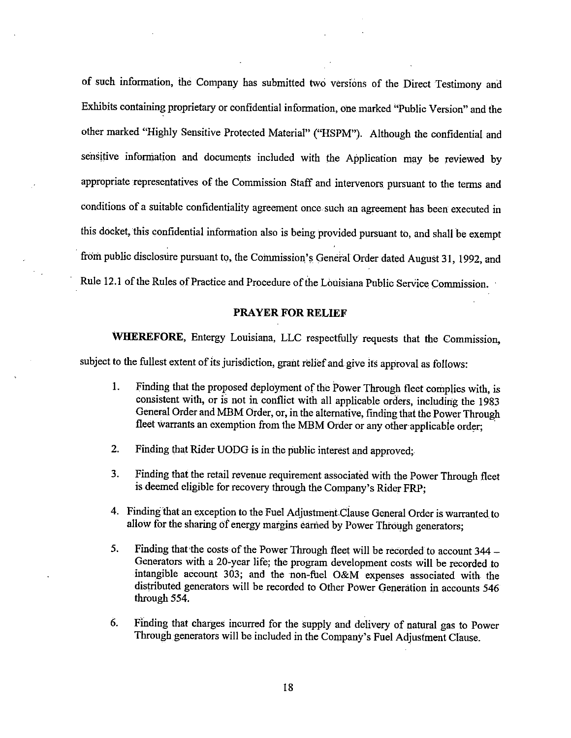of such information, the Company has submitted two versions of the Direct Testimony and Exhibits containing proprietary or confidential information, one marked "Public Version" and the other marked "Highly Sensitive Protected Material" ("HSPM"). Although the confidential and sensitive information and documents included with the Application may be reviewed by appropriate representatives of the Commission Staff and intervenors pursuant to the terms and conditions of a suitable confidentiality agreement once such an agreement has been executed in this docket, this confidential information also is being provided pursuant to, and shall be exempt from public disclosure pursuant to, the Commission's General Order dated August 31, 1992, and Rule 12.1 of the Rules of Practice and Procedure of the Louisiana Public Service Commission.

## PRAYER FOR RELIEF

**WHEREFORE,** Entergy Louisiana, LLC respectfully requests that the Commission, subject to the fullest extent of its jurisdiction, grant relief and give its approval as follows:

1. Finding that the proposed deployment of the Power Through fleet complies with, is consistent with, or is not in conflict with all applicable orders, including the 1983 General Order and MBM Order, or, in the alternative, finding that the Power Through fleet warrants an exemption from the MBM Order or any other applicable order;

2. Finding that Rider UODG is in the public interest and approved;

3. Finding that the retail revenue requirement associated with the Power Through fleet is deemed eligible for recovery through the Company's Rider FRP;

4. Finding that an exception to the Fuel Adjustment Clause General Order is warranted to allow for the sharing of energy margins earned by Power Through generators;

5. Finding that the costs of the Power Through fleet will be recorded to account 344 – Generators with a 20-year life; the program development costs will be recorded to intangible account 303; and the non-fuel O&M expenses associated with the distributed generators will be recorded to Other Power Generation in accounts 546 through 554.

6. Finding that charges incurred for the supply and delivery of natural gas to Power Through generators will be included in the Company's Fuel Adjustment Clause.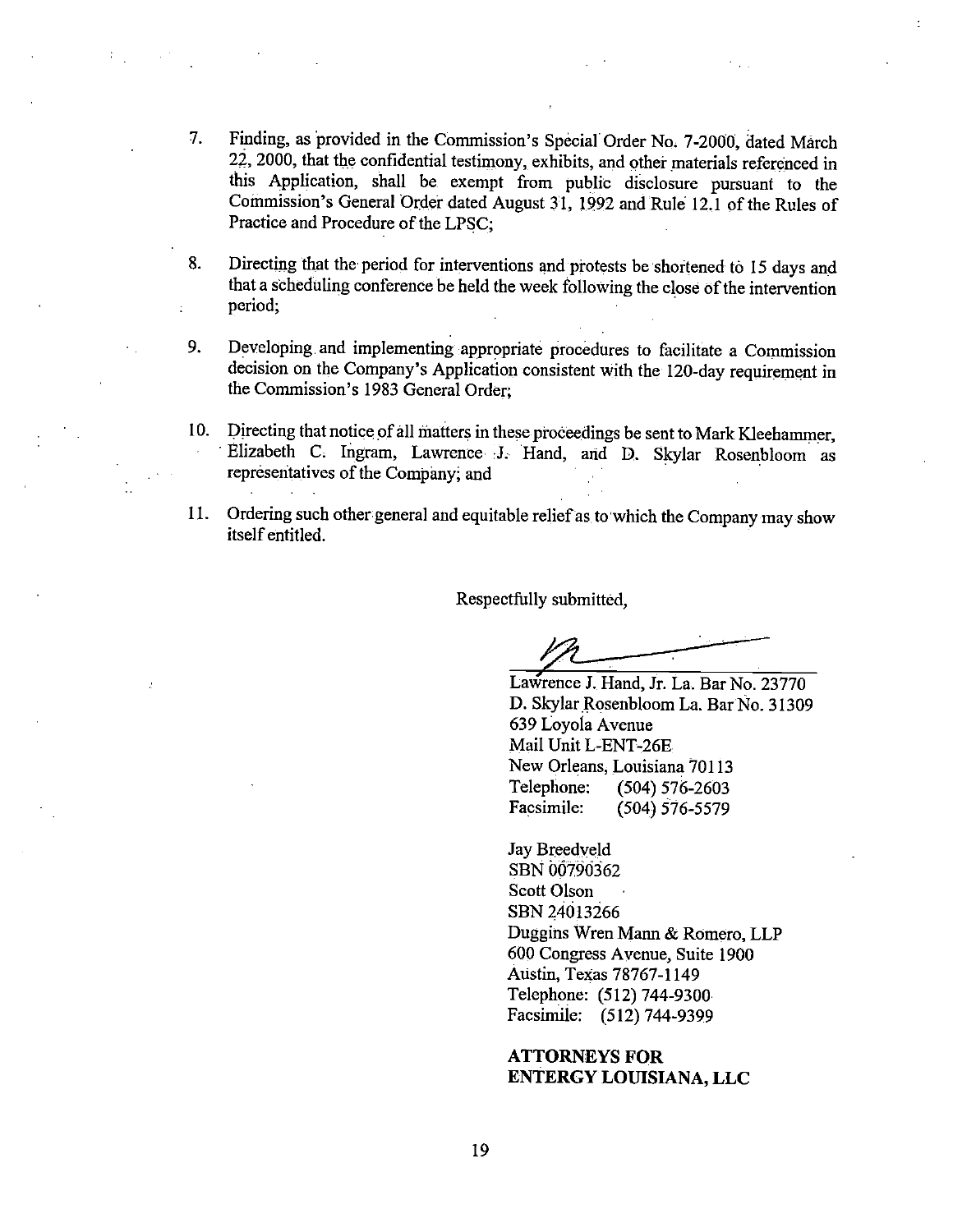7. Finding, as provided in the Commission's Special Order No. 7-2000, dated March 22, 2000, that the confidential testimony, exhibits, and other materials referenced in this Application, shall be exempt from public disclosure pursuant to the Commission's General Order dated August 31, 1992 and Rule 12.1 of the Rules of Practice and Procedure of the LPSC;

8. Directing that the period for interventions and protests be shortened to 15 days and that a scheduling conference be held the week following the close of the intervention period;

9. Developing and implementing appropriate procedures to facilitate a Commission decision on the Company's Application consistent with the 120-day requirement in the Commission's 1983 General Order;

10. Directing that notice of all matters in these proceedings be sent to Mark Kleehammer, Elizabeth C. Ingram, Lawrence J. Hand, and D. Skylar Rosenbloom as representatives of the Company; and

11. Ordering such other general and equitable relief as to which the Company may show itself entitled.

Respectfully submitted,

Lawrence J. Hand, Jr. La. Bar No. 23770
D. Skylar Rosenbloom La. Bar No. 31309
639 Loyola Avenue
Mail Unit L-ENT-26E
New Orleans, Louisiana 70113
Telephone: (504) 576-2603
Facsimile: (504) 576-5579

Jay Breedveld
SBN 00790362
Scott Olson
SBN 24013266
Duggins Wren Mann & Romero, LLP
600 Congress Avenue, Suite 1900
Austin, Texas 78767-1149
Telephone: (512) 744-9300
Facsimile: (512) 744-9399

**ATTORNEYS FOR ENTERGY LOUISIANA, LLC**